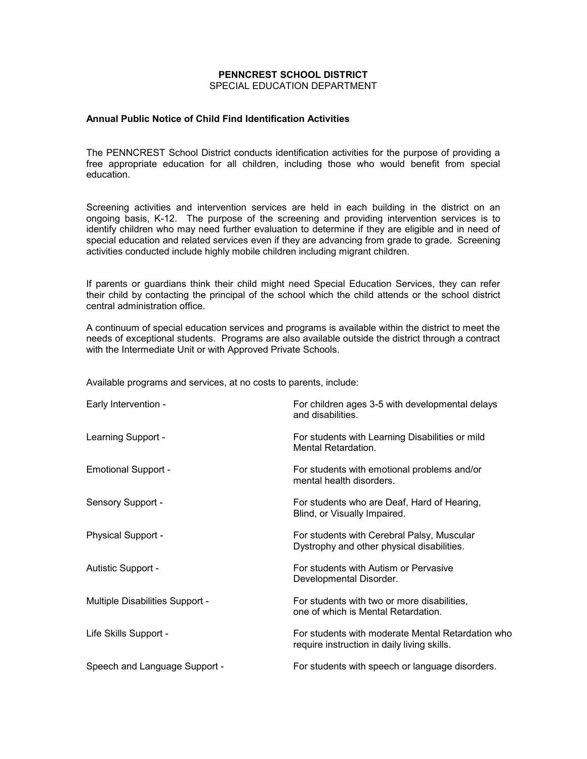**PENNCREST SCHOOL DISTRICT**
SPECIAL EDUCATION DEPARTMENT

**Annual Public Notice of Child Find Identification Activities**

The PENNCREST School District conducts identification activities for the purpose of providing a free appropriate education for all children, including those who would benefit from special education.

Screening activities and intervention services are held in each building in the district on an ongoing basis, K-12. The purpose of the screening and providing intervention services is to identify children who may need further evaluation to determine if they are eligible and in need of special education and related services even if they are advancing from grade to grade. Screening activities conducted include highly mobile children including migrant children.

If parents or guardians think their child might need Special Education Services, they can refer their child by contacting the principal of the school which the child attends or the school district central administration office.

A continuum of special education services and programs is available within the district to meet the needs of exceptional students. Programs are also available outside the district through a contract with the Intermediate Unit or with Approved Private Schools.

Available programs and services, at no costs to parents, include:

| | |
|---|---|
| Early Intervention - | For children ages 3-5 with developmental delays and disabilities. |
| Learning Support - | For students with Learning Disabilities or mild Mental Retardation. |
| Emotional Support - | For students with emotional problems and/or mental health disorders. |
| Sensory Support - | For students who are Deaf, Hard of Hearing, Blind, or Visually Impaired. |
| Physical Support - | For students with Cerebral Palsy, Muscular Dystrophy and other physical disabilities. |
| Autistic Support - | For students with Autism or Pervasive Developmental Disorder. |
| Multiple Disabilities Support - | For students with two or more disabilities, one of which is Mental Retardation. |
| Life Skills Support - | For students with moderate Mental Retardation who require instruction in daily living skills. |
| Speech and Language Support - | For students with speech or language disorders. |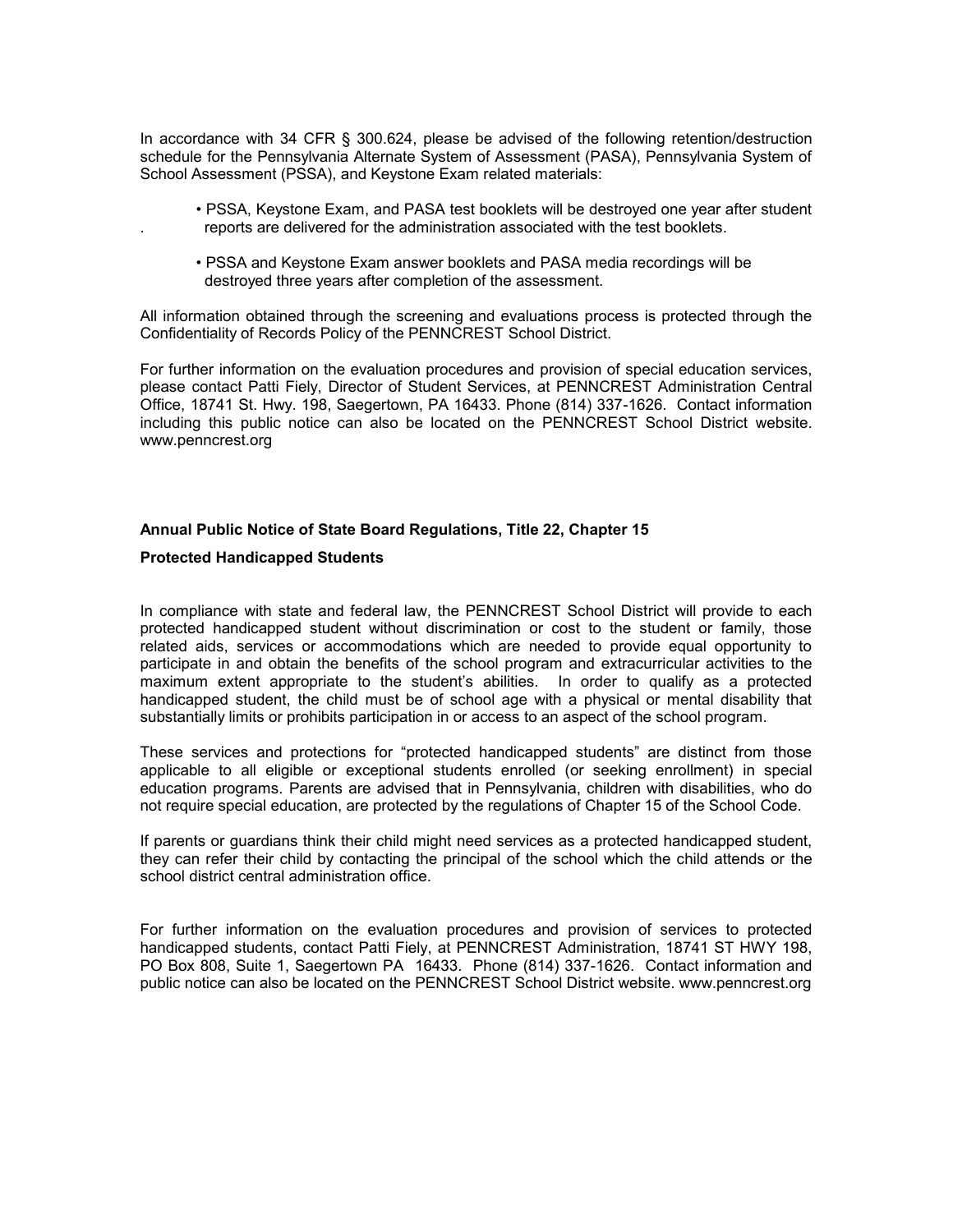In accordance with 34 CFR § 300.624, please be advised of the following retention/destruction schedule for the Pennsylvania Alternate System of Assessment (PASA), Pennsylvania System of School Assessment (PSSA), and Keystone Exam related materials:

- PSSA, Keystone Exam, and PASA test booklets will be destroyed one year after student reports are delivered for the administration associated with the test booklets.
- PSSA and Keystone Exam answer booklets and PASA media recordings will be destroyed three years after completion of the assessment.

All information obtained through the screening and evaluations process is protected through the Confidentiality of Records Policy of the PENNCREST School District.

For further information on the evaluation procedures and provision of special education services, please contact Patti Fiely, Director of Student Services, at PENNCREST Administration Central Office, 18741 St. Hwy. 198, Saegertown, PA 16433. Phone (814) 337-1626. Contact information including this public notice can also be located on the PENNCREST School District website. www.penncrest.org

**Annual Public Notice of State Board Regulations, Title 22, Chapter 15**

**Protected Handicapped Students**

In compliance with state and federal law, the PENNCREST School District will provide to each protected handicapped student without discrimination or cost to the student or family, those related aids, services or accommodations which are needed to provide equal opportunity to participate in and obtain the benefits of the school program and extracurricular activities to the maximum extent appropriate to the student's abilities. In order to qualify as a protected handicapped student, the child must be of school age with a physical or mental disability that substantially limits or prohibits participation in or access to an aspect of the school program.

These services and protections for "protected handicapped students" are distinct from those applicable to all eligible or exceptional students enrolled (or seeking enrollment) in special education programs. Parents are advised that in Pennsylvania, children with disabilities, who do not require special education, are protected by the regulations of Chapter 15 of the School Code.

If parents or guardians think their child might need services as a protected handicapped student, they can refer their child by contacting the principal of the school which the child attends or the school district central administration office.

For further information on the evaluation procedures and provision of services to protected handicapped students, contact Patti Fiely, at PENNCREST Administration, 18741 ST HWY 198, PO Box 808, Suite 1, Saegertown PA 16433. Phone (814) 337-1626. Contact information and public notice can also be located on the PENNCREST School District website. www.penncrest.org